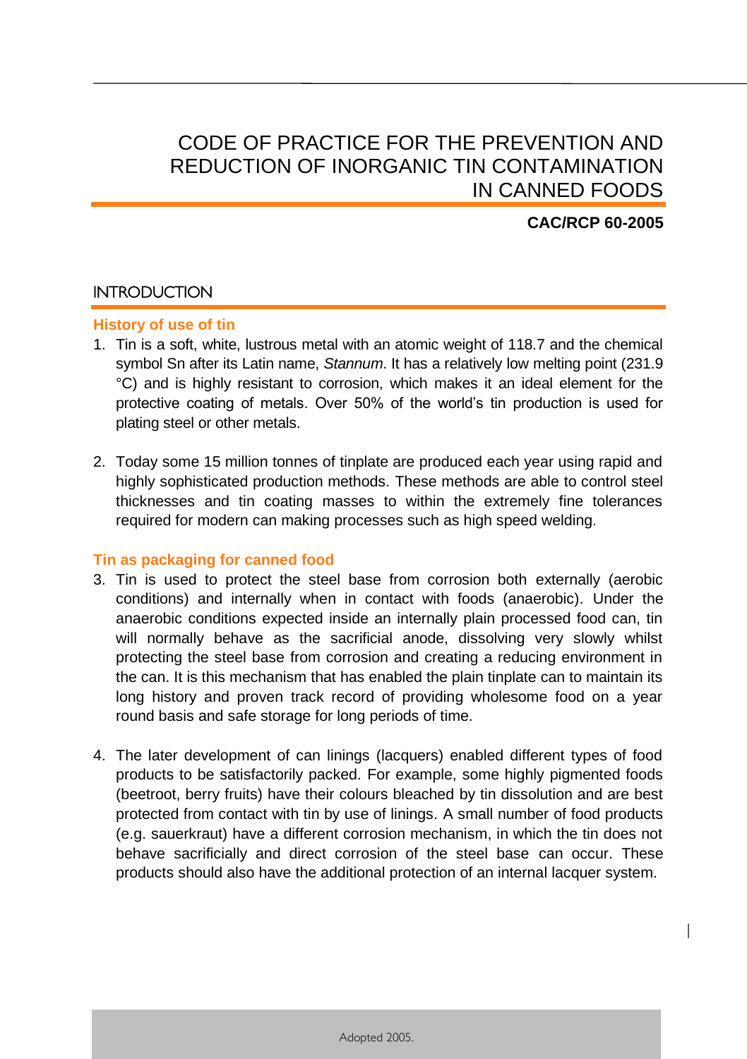# CODE OF PRACTICE FOR THE PREVENTION AND REDUCTION OF INORGANIC TIN CONTAMINATION IN CANNED FOODS

**CAC/RCP 60-2005**

## INTRODUCTION

### History of use of tin

1. Tin is a soft, white, lustrous metal with an atomic weight of 118.7 and the chemical symbol Sn after its Latin name, *Stannum*. It has a relatively low melting point (231.9 °C) and is highly resistant to corrosion, which makes it an ideal element for the protective coating of metals. Over 50% of the world's tin production is used for plating steel or other metals.

2. Today some 15 million tonnes of tinplate are produced each year using rapid and highly sophisticated production methods. These methods are able to control steel thicknesses and tin coating masses to within the extremely fine tolerances required for modern can making processes such as high speed welding.

### Tin as packaging for canned food

3. Tin is used to protect the steel base from corrosion both externally (aerobic conditions) and internally when in contact with foods (anaerobic). Under the anaerobic conditions expected inside an internally plain processed food can, tin will normally behave as the sacrificial anode, dissolving very slowly whilst protecting the steel base from corrosion and creating a reducing environment in the can. It is this mechanism that has enabled the plain tinplate can to maintain its long history and proven track record of providing wholesome food on a year round basis and safe storage for long periods of time.

4. The later development of can linings (lacquers) enabled different types of food products to be satisfactorily packed. For example, some highly pigmented foods (beetroot, berry fruits) have their colours bleached by tin dissolution and are best protected from contact with tin by use of linings. A small number of food products (e.g. sauerkraut) have a different corrosion mechanism, in which the tin does not behave sacrificially and direct corrosion of the steel base can occur. These products should also have the additional protection of an internal lacquer system.

Adopted 2005.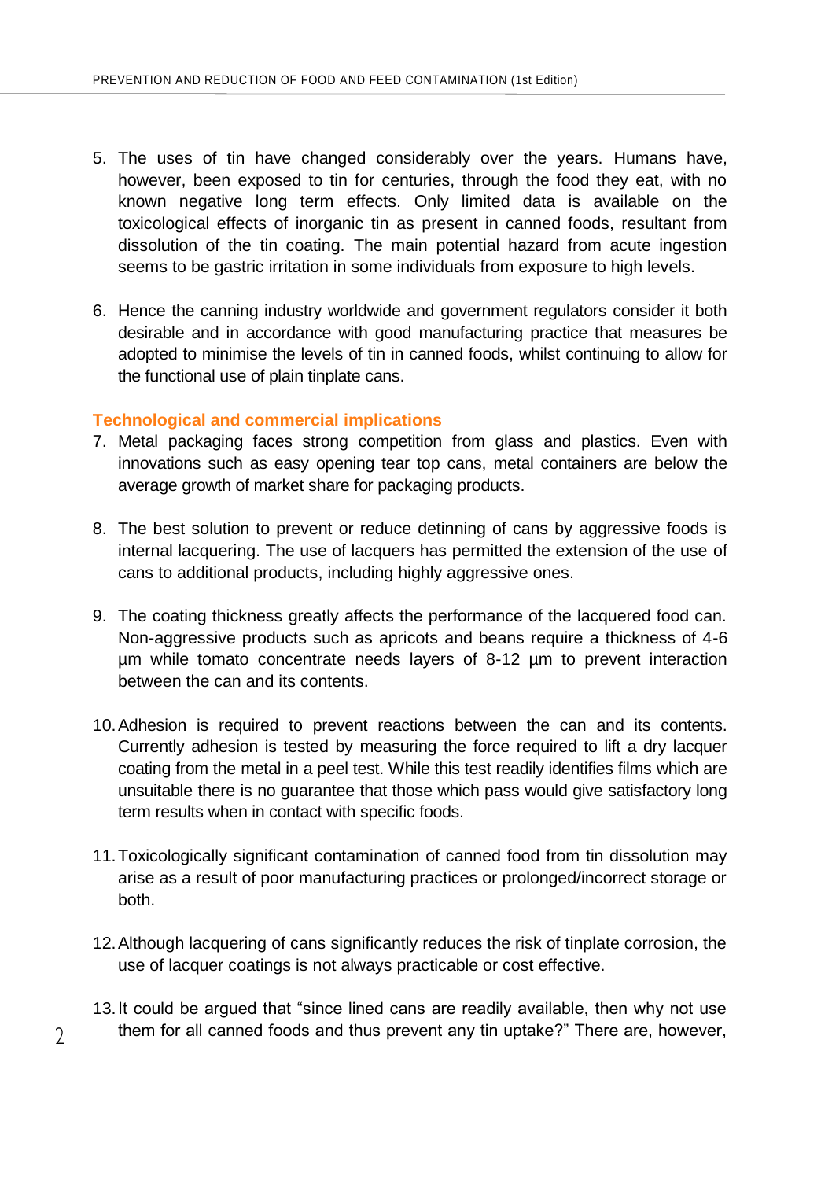5. The uses of tin have changed considerably over the years. Humans have, however, been exposed to tin for centuries, through the food they eat, with no known negative long term effects. Only limited data is available on the toxicological effects of inorganic tin as present in canned foods, resultant from dissolution of the tin coating. The main potential hazard from acute ingestion seems to be gastric irritation in some individuals from exposure to high levels.

6. Hence the canning industry worldwide and government regulators consider it both desirable and in accordance with good manufacturing practice that measures be adopted to minimise the levels of tin in canned foods, whilst continuing to allow for the functional use of plain tinplate cans.

### Technological and commercial implications

7. Metal packaging faces strong competition from glass and plastics. Even with innovations such as easy opening tear top cans, metal containers are below the average growth of market share for packaging products.

8. The best solution to prevent or reduce detinning of cans by aggressive foods is internal lacquering. The use of lacquers has permitted the extension of the use of cans to additional products, including highly aggressive ones.

9. The coating thickness greatly affects the performance of the lacquered food can. Non-aggressive products such as apricots and beans require a thickness of 4-6 µm while tomato concentrate needs layers of 8-12 µm to prevent interaction between the can and its contents.

10. Adhesion is required to prevent reactions between the can and its contents. Currently adhesion is tested by measuring the force required to lift a dry lacquer coating from the metal in a peel test. While this test readily identifies films which are unsuitable there is no guarantee that those which pass would give satisfactory long term results when in contact with specific foods.

11. Toxicologically significant contamination of canned food from tin dissolution may arise as a result of poor manufacturing practices or prolonged/incorrect storage or both.

12. Although lacquering of cans significantly reduces the risk of tinplate corrosion, the use of lacquer coatings is not always practicable or cost effective.

13. It could be argued that “since lined cans are readily available, then why not use them for all canned foods and thus prevent any tin uptake?” There are, however,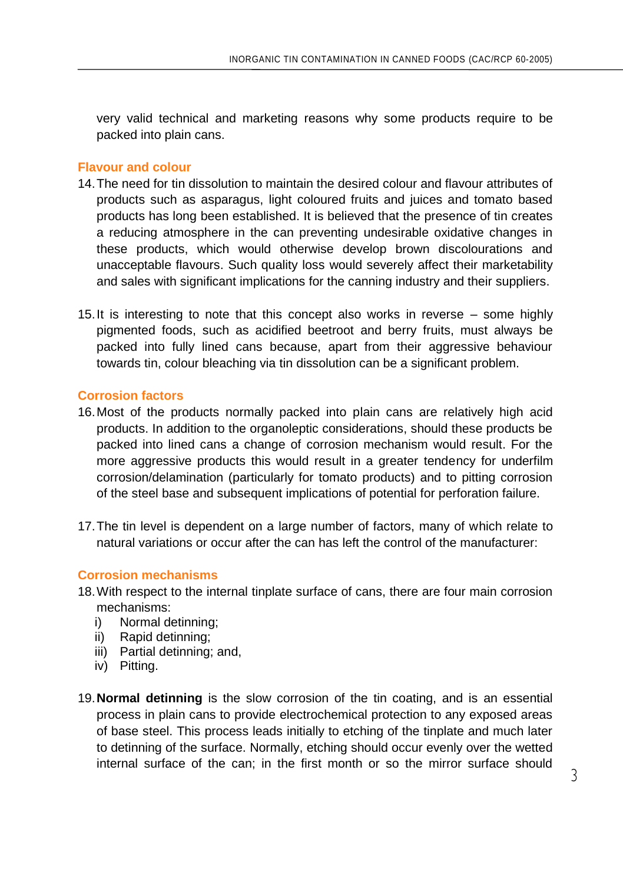very valid technical and marketing reasons why some products require to be packed into plain cans.

### Flavour and colour

14. The need for tin dissolution to maintain the desired colour and flavour attributes of products such as asparagus, light coloured fruits and juices and tomato based products has long been established. It is believed that the presence of tin creates a reducing atmosphere in the can preventing undesirable oxidative changes in these products, which would otherwise develop brown discolourations and unacceptable flavours. Such quality loss would severely affect their marketability and sales with significant implications for the canning industry and their suppliers.

15. It is interesting to note that this concept also works in reverse – some highly pigmented foods, such as acidified beetroot and berry fruits, must always be packed into fully lined cans because, apart from their aggressive behaviour towards tin, colour bleaching via tin dissolution can be a significant problem.

### Corrosion factors

16. Most of the products normally packed into plain cans are relatively high acid products. In addition to the organoleptic considerations, should these products be packed into lined cans a change of corrosion mechanism would result. For the more aggressive products this would result in a greater tendency for underfilm corrosion/delamination (particularly for tomato products) and to pitting corrosion of the steel base and subsequent implications of potential for perforation failure.

17. The tin level is dependent on a large number of factors, many of which relate to natural variations or occur after the can has left the control of the manufacturer:

### Corrosion mechanisms

18. With respect to the internal tinplate surface of cans, there are four main corrosion mechanisms:
    i) Normal detinning;
    ii) Rapid detinning;
    iii) Partial detinning; and,
    iv) Pitting.

19. **Normal detinning** is the slow corrosion of the tin coating, and is an essential process in plain cans to provide electrochemical protection to any exposed areas of base steel. This process leads initially to etching of the tinplate and much later to detinning of the surface. Normally, etching should occur evenly over the wetted internal surface of the can; in the first month or so the mirror surface should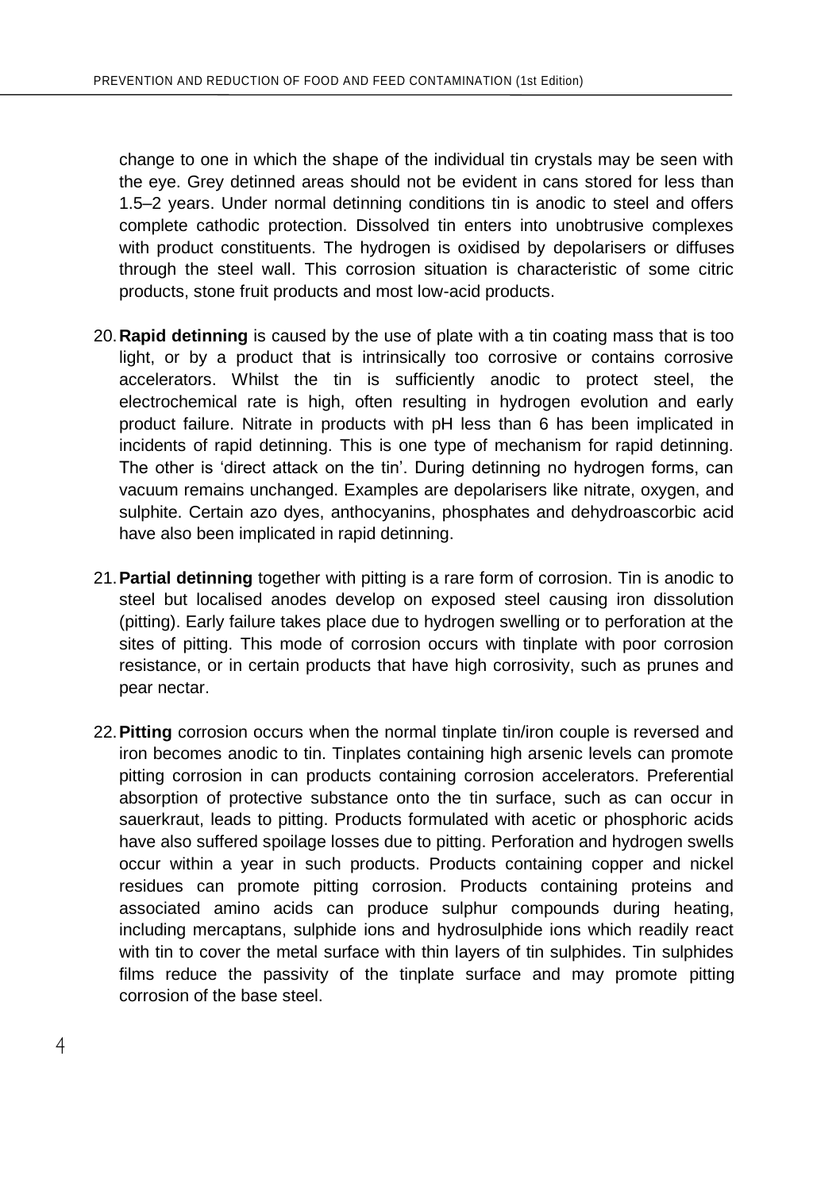change to one in which the shape of the individual tin crystals may be seen with the eye. Grey detinned areas should not be evident in cans stored for less than 1.5–2 years. Under normal detinning conditions tin is anodic to steel and offers complete cathodic protection. Dissolved tin enters into unobtrusive complexes with product constituents. The hydrogen is oxidised by depolarisers or diffuses through the steel wall. This corrosion situation is characteristic of some citric products, stone fruit products and most low-acid products.

20. **Rapid detinning** is caused by the use of plate with a tin coating mass that is too light, or by a product that is intrinsically too corrosive or contains corrosive accelerators. Whilst the tin is sufficiently anodic to protect steel, the electrochemical rate is high, often resulting in hydrogen evolution and early product failure. Nitrate in products with pH less than 6 has been implicated in incidents of rapid detinning. This is one type of mechanism for rapid detinning. The other is 'direct attack on the tin'. During detinning no hydrogen forms, can vacuum remains unchanged. Examples are depolarisers like nitrate, oxygen, and sulphite. Certain azo dyes, anthocyanins, phosphates and dehydroascorbic acid have also been implicated in rapid detinning.

21. **Partial detinning** together with pitting is a rare form of corrosion. Tin is anodic to steel but localised anodes develop on exposed steel causing iron dissolution (pitting). Early failure takes place due to hydrogen swelling or to perforation at the sites of pitting. This mode of corrosion occurs with tinplate with poor corrosion resistance, or in certain products that have high corrosivity, such as prunes and pear nectar.

22. **Pitting** corrosion occurs when the normal tinplate tin/iron couple is reversed and iron becomes anodic to tin. Tinplates containing high arsenic levels can promote pitting corrosion in can products containing corrosion accelerators. Preferential absorption of protective substance onto the tin surface, such as can occur in sauerkraut, leads to pitting. Products formulated with acetic or phosphoric acids have also suffered spoilage losses due to pitting. Perforation and hydrogen swells occur within a year in such products. Products containing copper and nickel residues can promote pitting corrosion. Products containing proteins and associated amino acids can produce sulphur compounds during heating, including mercaptans, sulphide ions and hydrosulphide ions which readily react with tin to cover the metal surface with thin layers of tin sulphides. Tin sulphides films reduce the passivity of the tinplate surface and may promote pitting corrosion of the base steel.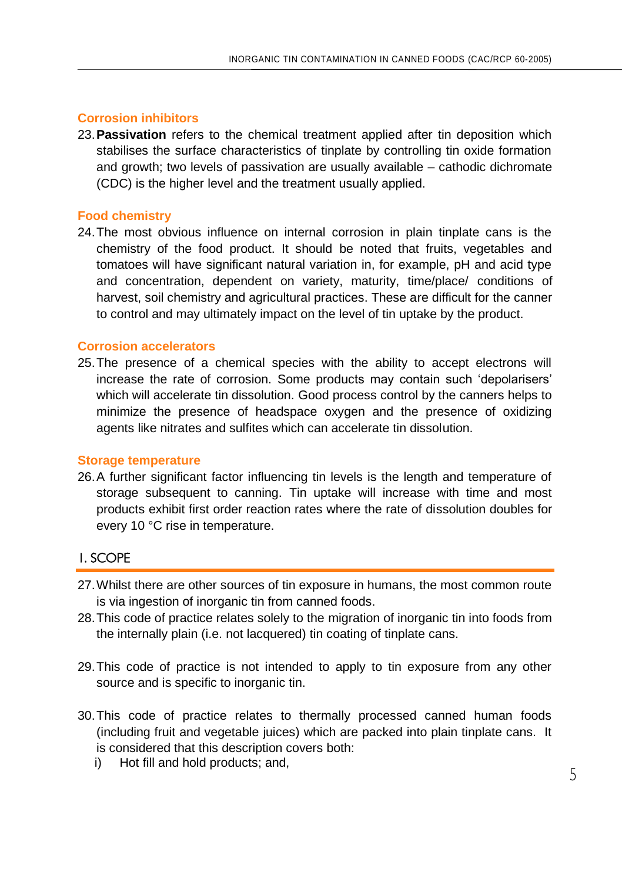### Corrosion inhibitors

23. **Passivation** refers to the chemical treatment applied after tin deposition which stabilises the surface characteristics of tinplate by controlling tin oxide formation and growth; two levels of passivation are usually available – cathodic dichromate (CDC) is the higher level and the treatment usually applied.

### Food chemistry

24. The most obvious influence on internal corrosion in plain tinplate cans is the chemistry of the food product. It should be noted that fruits, vegetables and tomatoes will have significant natural variation in, for example, pH and acid type and concentration, dependent on variety, maturity, time/place/ conditions of harvest, soil chemistry and agricultural practices. These are difficult for the canner to control and may ultimately impact on the level of tin uptake by the product.

### Corrosion accelerators

25. The presence of a chemical species with the ability to accept electrons will increase the rate of corrosion. Some products may contain such 'depolarisers' which will accelerate tin dissolution. Good process control by the canners helps to minimize the presence of headspace oxygen and the presence of oxidizing agents like nitrates and sulfites which can accelerate tin dissolution.

### Storage temperature

26. A further significant factor influencing tin levels is the length and temperature of storage subsequent to canning. Tin uptake will increase with time and most products exhibit first order reaction rates where the rate of dissolution doubles for every 10 °C rise in temperature.

## 1. SCOPE

27. Whilst there are other sources of tin exposure in humans, the most common route is via ingestion of inorganic tin from canned foods.
28. This code of practice relates solely to the migration of inorganic tin into foods from the internally plain (i.e. not lacquered) tin coating of tinplate cans.
29. This code of practice is not intended to apply to tin exposure from any other source and is specific to inorganic tin.
30. This code of practice relates to thermally processed canned human foods (including fruit and vegetable juices) which are packed into plain tinplate cans. It is considered that this description covers both:
    i) Hot fill and hold products; and,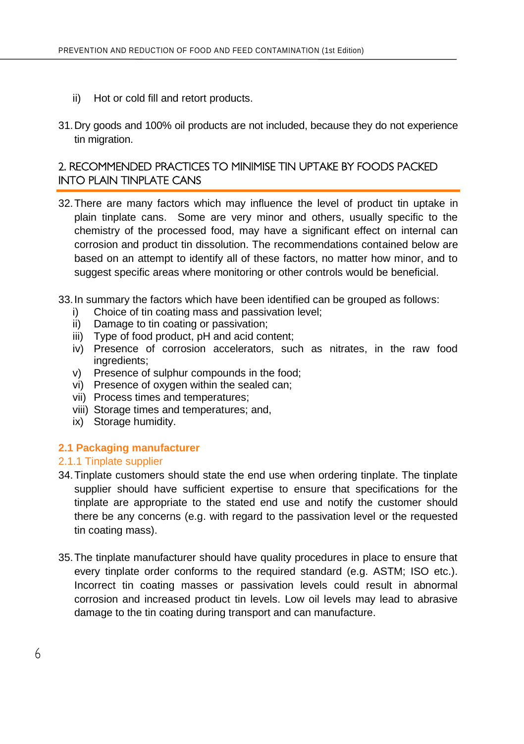ii) Hot or cold fill and retort products.

31. Dry goods and 100% oil products are not included, because they do not experience tin migration.

## 2. RECOMMENDED PRACTICES TO MINIMISE TIN UPTAKE BY FOODS PACKED INTO PLAIN TINPLATE CANS

32. There are many factors which may influence the level of product tin uptake in plain tinplate cans. Some are very minor and others, usually specific to the chemistry of the processed food, may have a significant effect on internal can corrosion and product tin dissolution. The recommendations contained below are based on an attempt to identify all of these factors, no matter how minor, and to suggest specific areas where monitoring or other controls would be beneficial.

33. In summary the factors which have been identified can be grouped as follows:
    - i) Choice of tin coating mass and passivation level;
    - ii) Damage to tin coating or passivation;
    - iii) Type of food product, pH and acid content;
    - iv) Presence of corrosion accelerators, such as nitrates, in the raw food ingredients;
    - v) Presence of sulphur compounds in the food;
    - vi) Presence of oxygen within the sealed can;
    - vii) Process times and temperatures;
    - viii) Storage times and temperatures; and,
    - ix) Storage humidity.

### 2.1 Packaging manufacturer

#### 2.1.1 Tinplate supplier

34. Tinplate customers should state the end use when ordering tinplate. The tinplate supplier should have sufficient expertise to ensure that specifications for the tinplate are appropriate to the stated end use and notify the customer should there be any concerns (e.g. with regard to the passivation level or the requested tin coating mass).

35. The tinplate manufacturer should have quality procedures in place to ensure that every tinplate order conforms to the required standard (e.g. ASTM; ISO etc.). Incorrect tin coating masses or passivation levels could result in abnormal corrosion and increased product tin levels. Low oil levels may lead to abrasive damage to the tin coating during transport and can manufacture.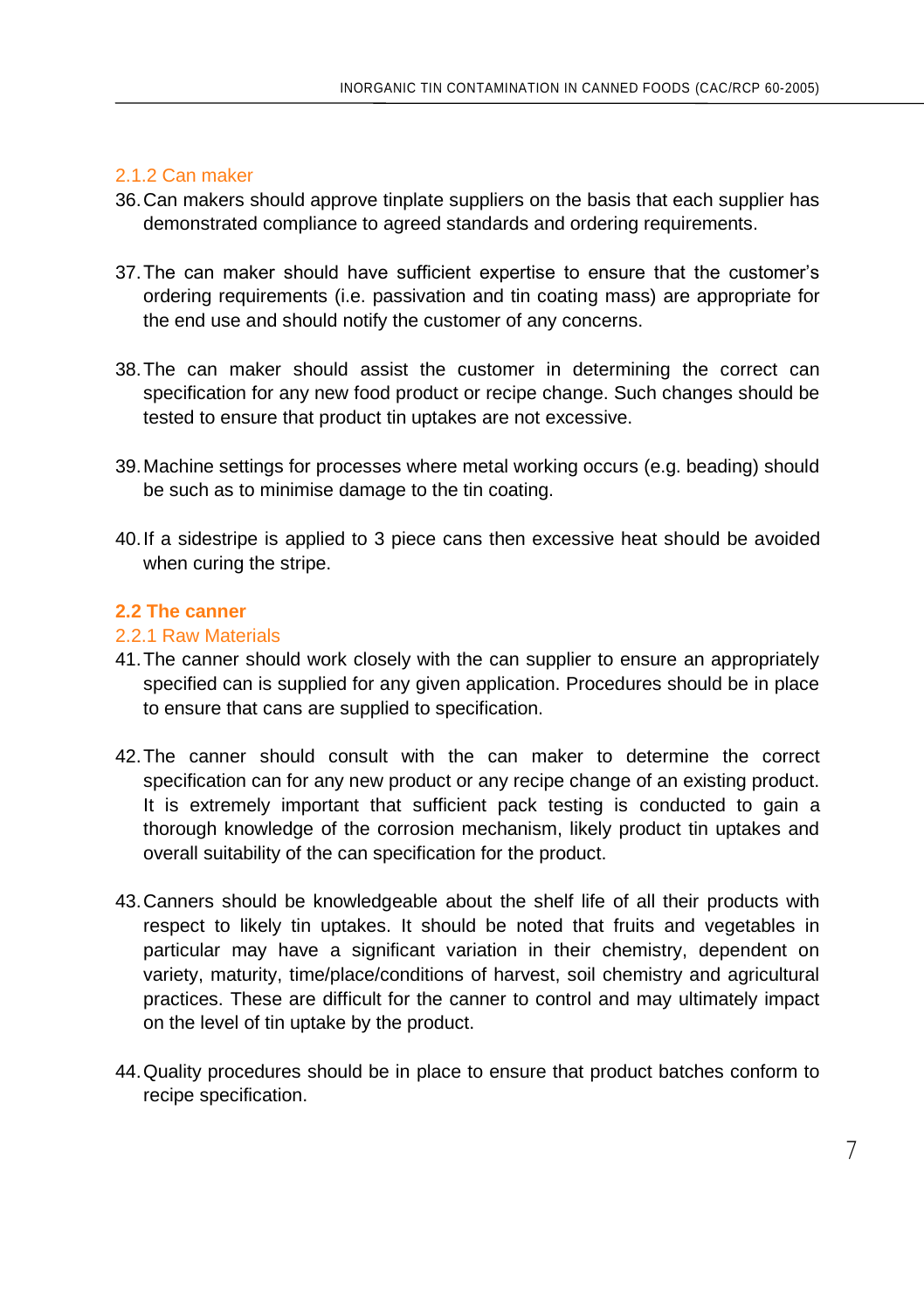### 2.1.2 Can maker

36. Can makers should approve tinplate suppliers on the basis that each supplier has demonstrated compliance to agreed standards and ordering requirements.

37. The can maker should have sufficient expertise to ensure that the customer's ordering requirements (i.e. passivation and tin coating mass) are appropriate for the end use and should notify the customer of any concerns.

38. The can maker should assist the customer in determining the correct can specification for any new food product or recipe change. Such changes should be tested to ensure that product tin uptakes are not excessive.

39. Machine settings for processes where metal working occurs (e.g. beading) should be such as to minimise damage to the tin coating.

40. If a sidestripe is applied to 3 piece cans then excessive heat should be avoided when curing the stripe.

## 2.2 The canner

### 2.2.1 Raw Materials

41. The canner should work closely with the can supplier to ensure an appropriately specified can is supplied for any given application. Procedures should be in place to ensure that cans are supplied to specification.

42. The canner should consult with the can maker to determine the correct specification can for any new product or any recipe change of an existing product. It is extremely important that sufficient pack testing is conducted to gain a thorough knowledge of the corrosion mechanism, likely product tin uptakes and overall suitability of the can specification for the product.

43. Canners should be knowledgeable about the shelf life of all their products with respect to likely tin uptakes. It should be noted that fruits and vegetables in particular may have a significant variation in their chemistry, dependent on variety, maturity, time/place/conditions of harvest, soil chemistry and agricultural practices. These are difficult for the canner to control and may ultimately impact on the level of tin uptake by the product.

44. Quality procedures should be in place to ensure that product batches conform to recipe specification.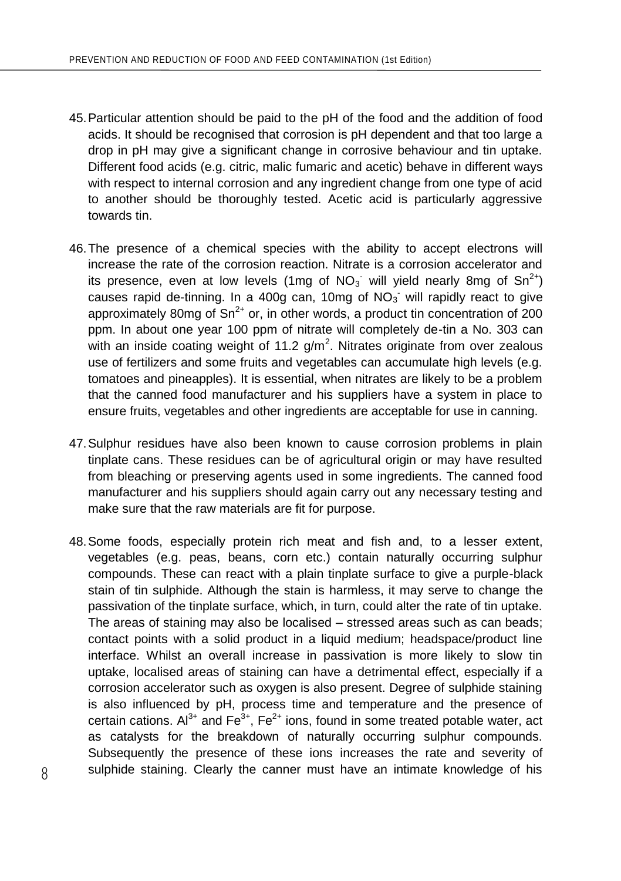45. Particular attention should be paid to the pH of the food and the addition of food acids. It should be recognised that corrosion is pH dependent and that too large a drop in pH may give a significant change in corrosive behaviour and tin uptake. Different food acids (e.g. citric, malic fumaric and acetic) behave in different ways with respect to internal corrosion and any ingredient change from one type of acid to another should be thoroughly tested. Acetic acid is particularly aggressive towards tin.

46. The presence of a chemical species with the ability to accept electrons will increase the rate of the corrosion reaction. Nitrate is a corrosion accelerator and its presence, even at low levels (1mg of $NO_3^-$ will yield nearly 8mg of $Sn^{2+}$) causes rapid de-tinning. In a 400g can, 10mg of $NO_3^-$ will rapidly react to give approximately 80mg of $Sn^{2+}$ or, in other words, a product tin concentration of 200 ppm. In about one year 100 ppm of nitrate will completely de-tin a No. 303 can with an inside coating weight of 11.2 $g/m^2$. Nitrates originate from over zealous use of fertilizers and some fruits and vegetables can accumulate high levels (e.g. tomatoes and pineapples). It is essential, when nitrates are likely to be a problem that the canned food manufacturer and his suppliers have a system in place to ensure fruits, vegetables and other ingredients are acceptable for use in canning.

47. Sulphur residues have also been known to cause corrosion problems in plain tinplate cans. These residues can be of agricultural origin or may have resulted from bleaching or preserving agents used in some ingredients. The canned food manufacturer and his suppliers should again carry out any necessary testing and make sure that the raw materials are fit for purpose.

48. Some foods, especially protein rich meat and fish and, to a lesser extent, vegetables (e.g. peas, beans, corn etc.) contain naturally occurring sulphur compounds. These can react with a plain tinplate surface to give a purple-black stain of tin sulphide. Although the stain is harmless, it may serve to change the passivation of the tinplate surface, which, in turn, could alter the rate of tin uptake. The areas of staining may also be localised – stressed areas such as can beads; contact points with a solid product in a liquid medium; headspace/product line interface. Whilst an overall increase in passivation is more likely to slow tin uptake, localised areas of staining can have a detrimental effect, especially if a corrosion accelerator such as oxygen is also present. Degree of sulphide staining is also influenced by pH, process time and temperature and the presence of certain cations. $Al^{3+}$ and $Fe^{3+}$, $Fe^{2+}$ ions, found in some treated potable water, act as catalysts for the breakdown of naturally occurring sulphur compounds. Subsequently the presence of these ions increases the rate and severity of sulphide staining. Clearly the canner must have an intimate knowledge of his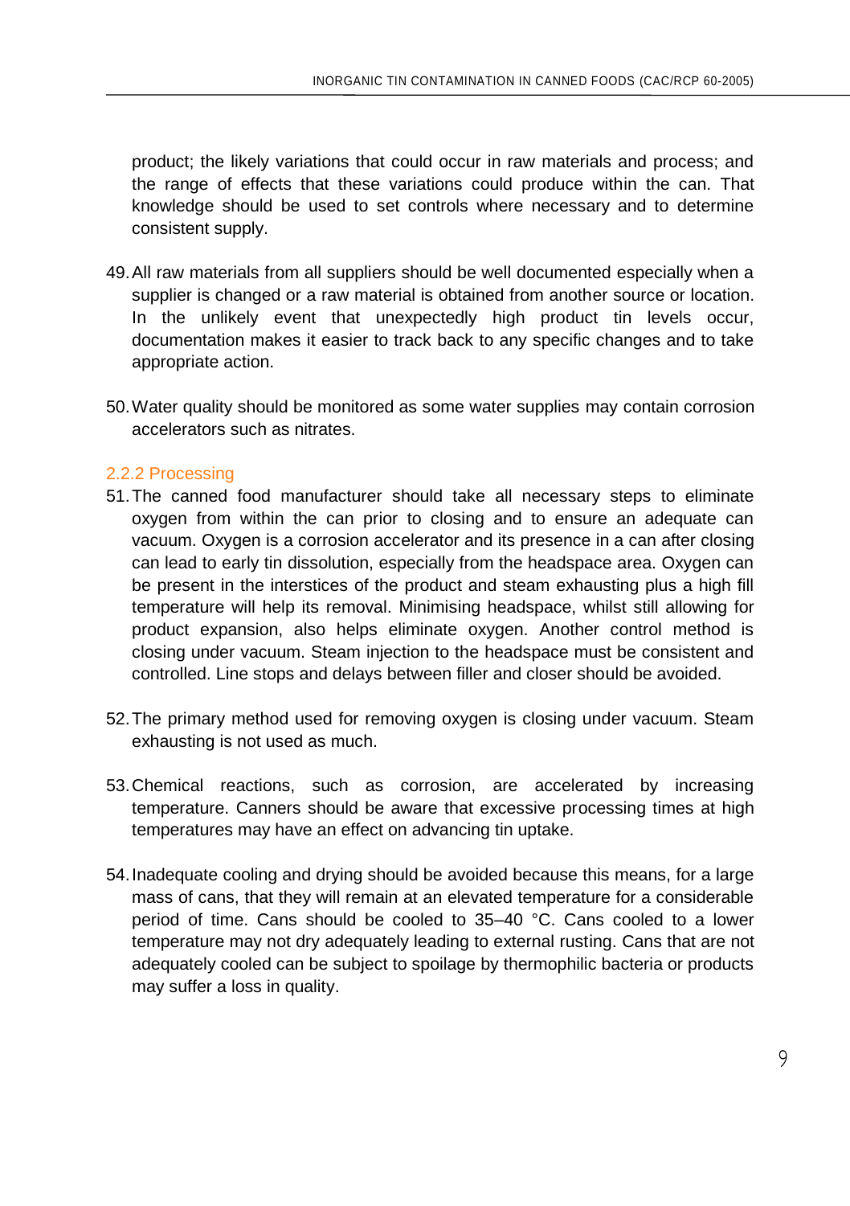product; the likely variations that could occur in raw materials and process; and the range of effects that these variations could produce within the can. That knowledge should be used to set controls where necessary and to determine consistent supply.

49. All raw materials from all suppliers should be well documented especially when a supplier is changed or a raw material is obtained from another source or location. In the unlikely event that unexpectedly high product tin levels occur, documentation makes it easier to track back to any specific changes and to take appropriate action.

50. Water quality should be monitored as some water supplies may contain corrosion accelerators such as nitrates.

### 2.2.2 Processing

51. The canned food manufacturer should take all necessary steps to eliminate oxygen from within the can prior to closing and to ensure an adequate can vacuum. Oxygen is a corrosion accelerator and its presence in a can after closing can lead to early tin dissolution, especially from the headspace area. Oxygen can be present in the interstices of the product and steam exhausting plus a high fill temperature will help its removal. Minimising headspace, whilst still allowing for product expansion, also helps eliminate oxygen. Another control method is closing under vacuum. Steam injection to the headspace must be consistent and controlled. Line stops and delays between filler and closer should be avoided.

52. The primary method used for removing oxygen is closing under vacuum. Steam exhausting is not used as much.

53. Chemical reactions, such as corrosion, are accelerated by increasing temperature. Canners should be aware that excessive processing times at high temperatures may have an effect on advancing tin uptake.

54. Inadequate cooling and drying should be avoided because this means, for a large mass of cans, that they will remain at an elevated temperature for a considerable period of time. Cans should be cooled to 35–40 °C. Cans cooled to a lower temperature may not dry adequately leading to external rusting. Cans that are not adequately cooled can be subject to spoilage by thermophilic bacteria or products may suffer a loss in quality.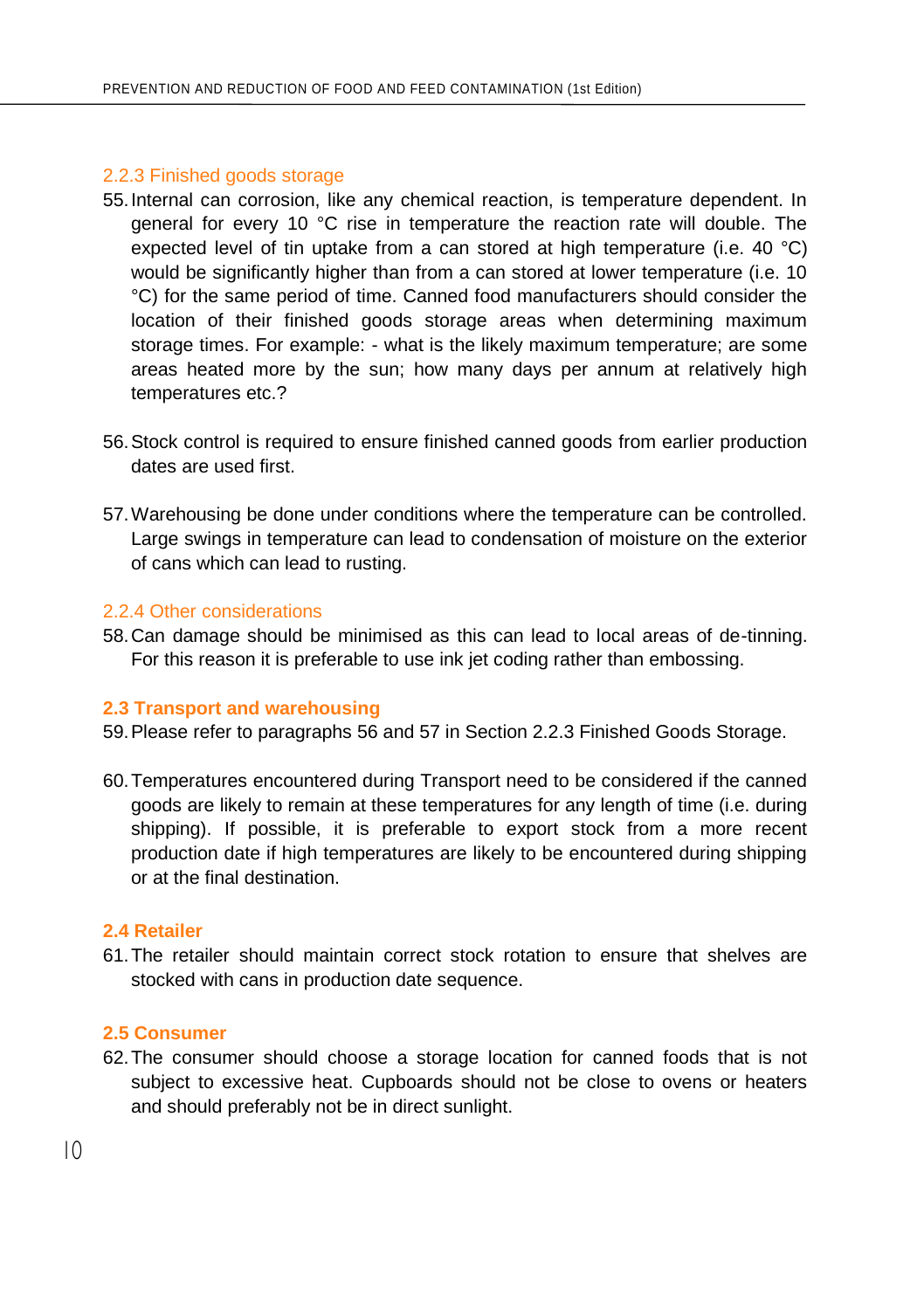### 2.2.3 Finished goods storage

55. Internal can corrosion, like any chemical reaction, is temperature dependent. In general for every 10 °C rise in temperature the reaction rate will double. The expected level of tin uptake from a can stored at high temperature (i.e. 40 °C) would be significantly higher than from a can stored at lower temperature (i.e. 10 °C) for the same period of time. Canned food manufacturers should consider the location of their finished goods storage areas when determining maximum storage times. For example: - what is the likely maximum temperature; are some areas heated more by the sun; how many days per annum at relatively high temperatures etc.?

56. Stock control is required to ensure finished canned goods from earlier production dates are used first.

57. Warehousing be done under conditions where the temperature can be controlled. Large swings in temperature can lead to condensation of moisture on the exterior of cans which can lead to rusting.

### 2.2.4 Other considerations

58. Can damage should be minimised as this can lead to local areas of de-tinning. For this reason it is preferable to use ink jet coding rather than embossing.

## 2.3 Transport and warehousing

59. Please refer to paragraphs 56 and 57 in Section 2.2.3 Finished Goods Storage.

60. Temperatures encountered during Transport need to be considered if the canned goods are likely to remain at these temperatures for any length of time (i.e. during shipping). If possible, it is preferable to export stock from a more recent production date if high temperatures are likely to be encountered during shipping or at the final destination.

## 2.4 Retailer

61. The retailer should maintain correct stock rotation to ensure that shelves are stocked with cans in production date sequence.

## 2.5 Consumer

62. The consumer should choose a storage location for canned foods that is not subject to excessive heat. Cupboards should not be close to ovens or heaters and should preferably not be in direct sunlight.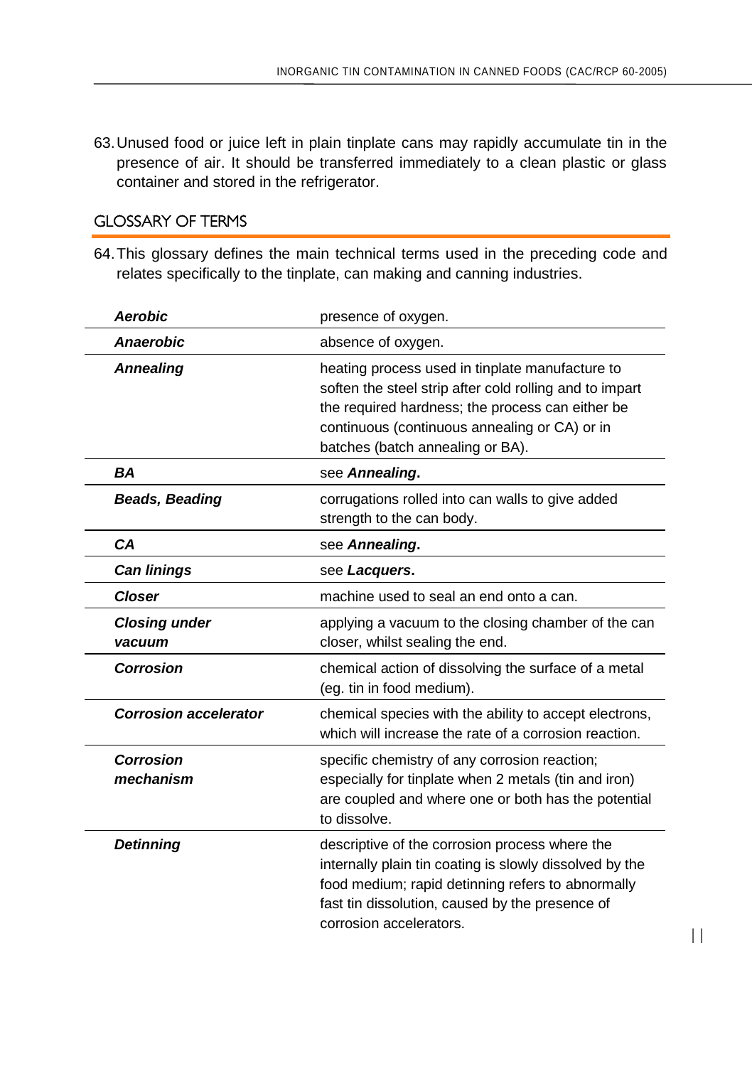63. Unused food or juice left in plain tinplate cans may rapidly accumulate tin in the presence of air. It should be transferred immediately to a clean plastic or glass container and stored in the refrigerator.

## GLOSSARY OF TERMS

64. This glossary defines the main technical terms used in the preceding code and relates specifically to the tinplate, can making and canning industries.

| Term | Definition |
|---|---|
| ***Aerobic*** | presence of oxygen. |
| ***Anaerobic*** | absence of oxygen. |
| ***Annealing*** | heating process used in tinplate manufacture to soften the steel strip after cold rolling and to impart the required hardness; the process can either be continuous (continuous annealing or CA) or in batches (batch annealing or BA). |
| ***BA*** | see ***Annealing*.** |
| ***Beads, Beading*** | corrugations rolled into can walls to give added strength to the can body. |
| ***CA*** | see ***Annealing*.** |
| ***Can linings*** | see ***Lacquers*.** |
| ***Closer*** | machine used to seal an end onto a can. |
| ***Closing under vacuum*** | applying a vacuum to the closing chamber of the can closer, whilst sealing the end. |
| ***Corrosion*** | chemical action of dissolving the surface of a metal (eg. tin in food medium). |
| ***Corrosion accelerator*** | chemical species with the ability to accept electrons, which will increase the rate of a corrosion reaction. |
| ***Corrosion mechanism*** | specific chemistry of any corrosion reaction; especially for tinplate when 2 metals (tin and iron) are coupled and where one or both has the potential to dissolve. |
| ***Detinning*** | descriptive of the corrosion process where the internally plain tin coating is slowly dissolved by the food medium; rapid detinning refers to abnormally fast tin dissolution, caused by the presence of corrosion accelerators. |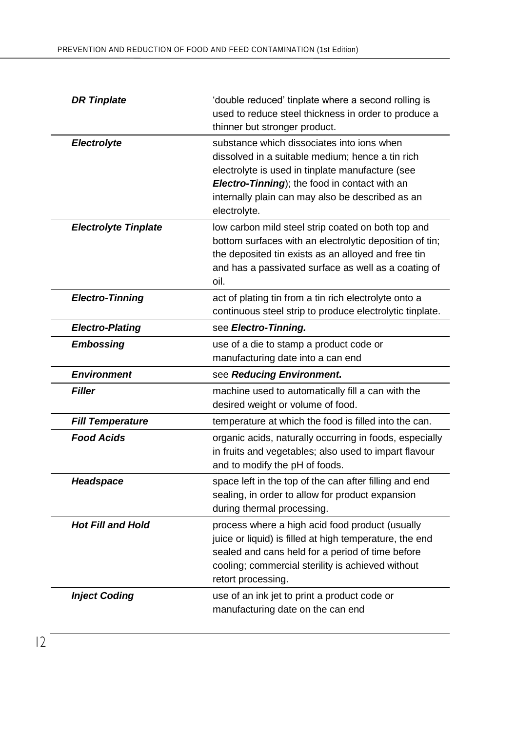| | |
|---|---|
| ***DR Tinplate*** | 'double reduced' tinplate where a second rolling is used to reduce steel thickness in order to produce a thinner but stronger product. |
| ***Electrolyte*** | substance which dissociates into ions when dissolved in a suitable medium; hence a tin rich electrolyte is used in tinplate manufacture (see ***Electro-Tinning***); the food in contact with an internally plain can may also be described as an electrolyte. |
| ***Electrolyte Tinplate*** | low carbon mild steel strip coated on both top and bottom surfaces with an electrolytic deposition of tin; the deposited tin exists as an alloyed and free tin and has a passivated surface as well as a coating of oil. |
| ***Electro-Tinning*** | act of plating tin from a tin rich electrolyte onto a continuous steel strip to produce electrolytic tinplate. |
| ***Electro-Plating*** | see ***Electro-Tinning.*** |
| ***Embossing*** | use of a die to stamp a product code or manufacturing date into a can end |
| ***Environment*** | see ***Reducing Environment.*** |
| ***Filler*** | machine used to automatically fill a can with the desired weight or volume of food. |
| ***Fill Temperature*** | temperature at which the food is filled into the can. |
| ***Food Acids*** | organic acids, naturally occurring in foods, especially in fruits and vegetables; also used to impart flavour and to modify the pH of foods. |
| ***Headspace*** | space left in the top of the can after filling and end sealing, in order to allow for product expansion during thermal processing. |
| ***Hot Fill and Hold*** | process where a high acid food product (usually juice or liquid) is filled at high temperature, the end sealed and cans held for a period of time before cooling; commercial sterility is achieved without retort processing. |
| ***Inject Coding*** | use of an ink jet to print a product code or manufacturing date on the can end |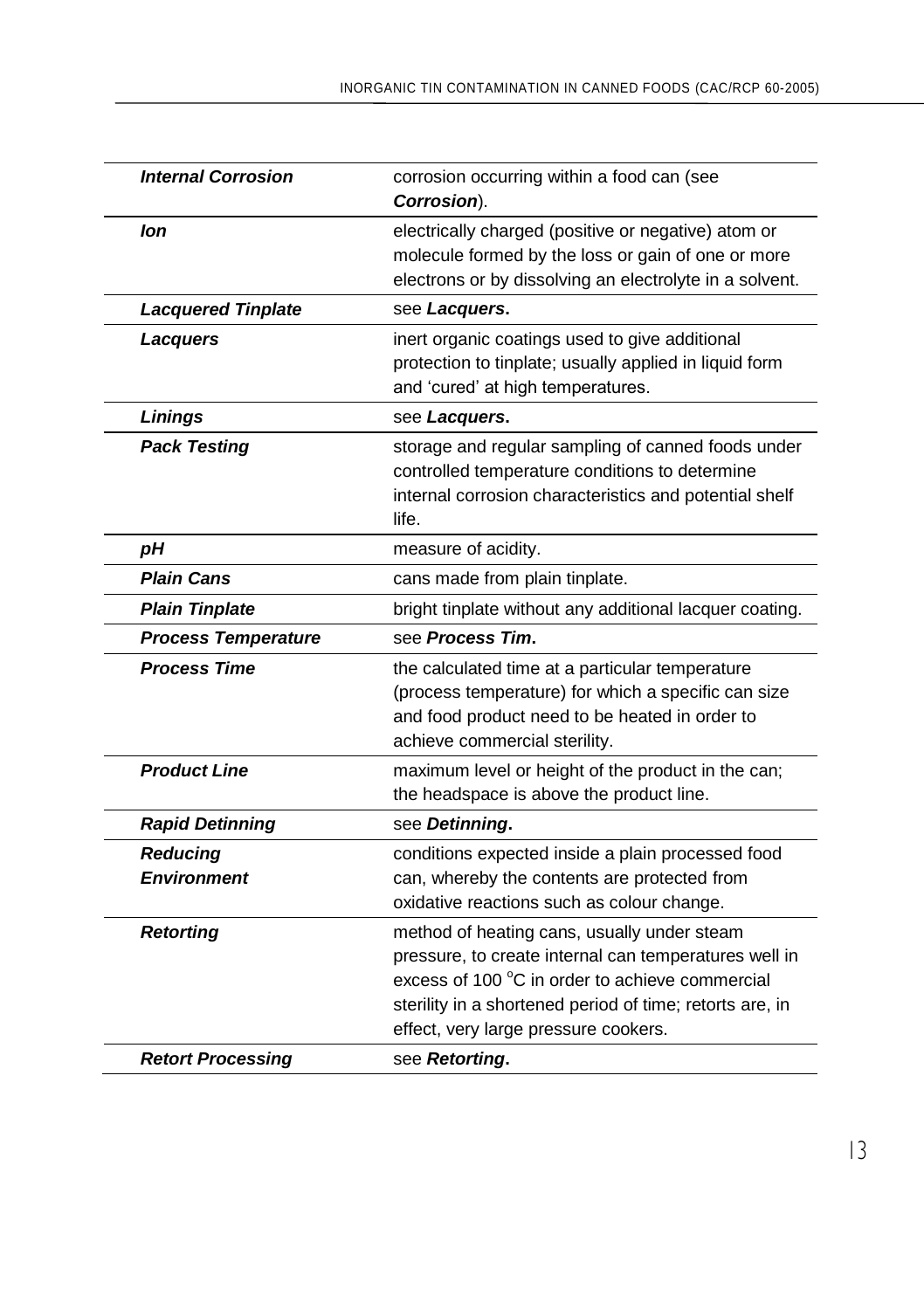| | |
|---|---|
| ***Internal Corrosion*** | corrosion occurring within a food can (see ***Corrosion***). |
| ***Ion*** | electrically charged (positive or negative) atom or molecule formed by the loss or gain of one or more electrons or by dissolving an electrolyte in a solvent. |
| ***Lacquered Tinplate*** | see ***Lacquers*****.** |
| ***Lacquers*** | inert organic coatings used to give additional protection to tinplate; usually applied in liquid form and 'cured' at high temperatures. |
| ***Linings*** | see ***Lacquers*****.** |
| ***Pack Testing*** | storage and regular sampling of canned foods under controlled temperature conditions to determine internal corrosion characteristics and potential shelf life. |
| ***pH*** | measure of acidity. |
| ***Plain Cans*** | cans made from plain tinplate. |
| ***Plain Tinplate*** | bright tinplate without any additional lacquer coating. |
| ***Process Temperature*** | see ***Process Tim*****.** |
| ***Process Time*** | the calculated time at a particular temperature (process temperature) for which a specific can size and food product need to be heated in order to achieve commercial sterility. |
| ***Product Line*** | maximum level or height of the product in the can; the headspace is above the product line. |
| ***Rapid Detinning*** | see ***Detinning*****.** |
| ***Reducing Environment*** | conditions expected inside a plain processed food can, whereby the contents are protected from oxidative reactions such as colour change. |
| ***Retorting*** | method of heating cans, usually under steam pressure, to create internal can temperatures well in excess of 100 °C in order to achieve commercial sterility in a shortened period of time; retorts are, in effect, very large pressure cookers. |
| ***Retort Processing*** | see ***Retorting*****.** |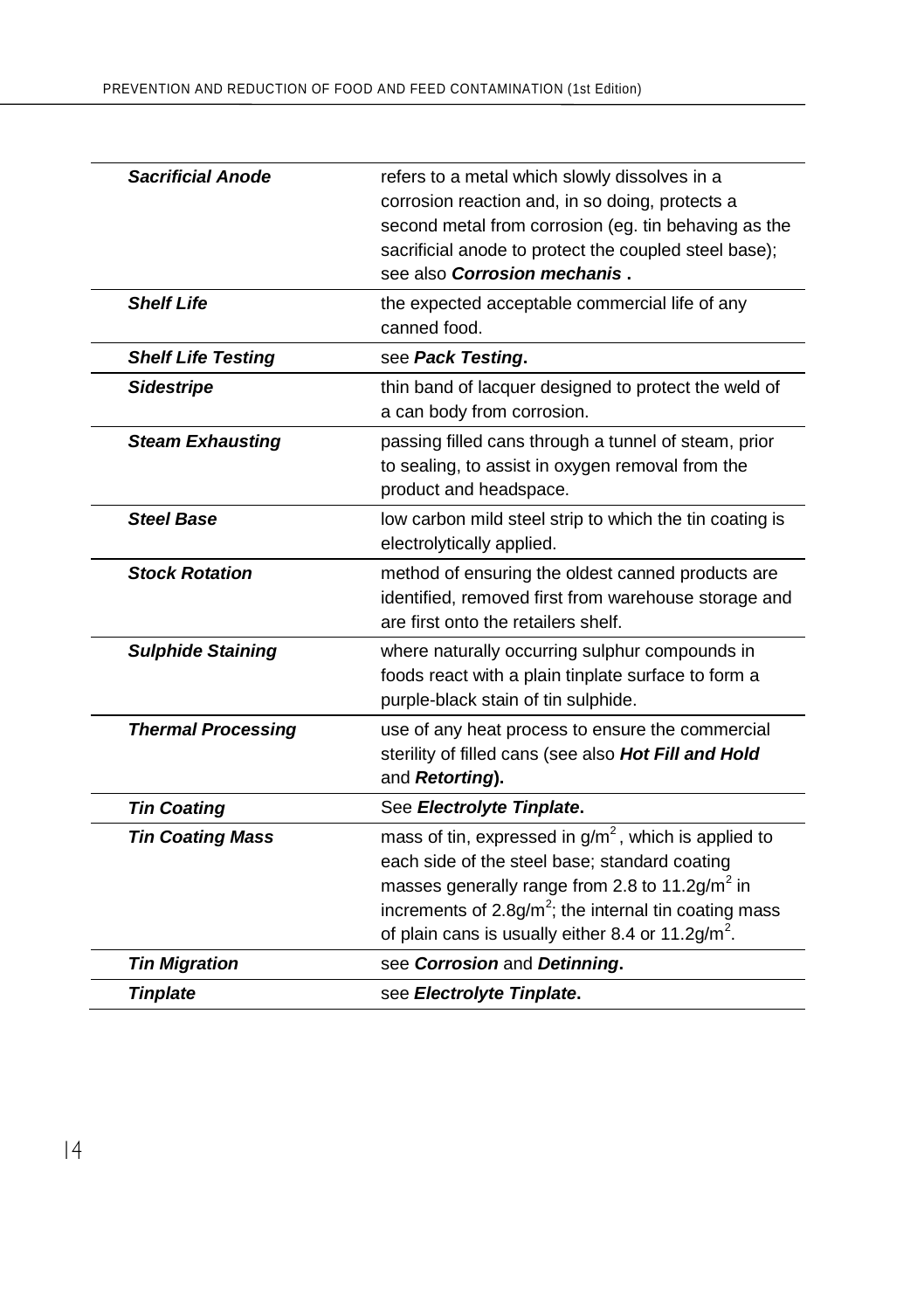| | |
|---|---|
| ***Sacrificial Anode*** | refers to a metal which slowly dissolves in a corrosion reaction and, in so doing, protects a second metal from corrosion (eg. tin behaving as the sacrificial anode to protect the coupled steel base); see also ***Corrosion mechanis*** **.** |
| ***Shelf Life*** | the expected acceptable commercial life of any canned food. |
| ***Shelf Life Testing*** | see ***Pack Testing*****.** |
| ***Sidestripe*** | thin band of lacquer designed to protect the weld of a can body from corrosion. |
| ***Steam Exhausting*** | passing filled cans through a tunnel of steam, prior to sealing, to assist in oxygen removal from the product and headspace. |
| ***Steel Base*** | low carbon mild steel strip to which the tin coating is electrolytically applied. |
| ***Stock Rotation*** | method of ensuring the oldest canned products are identified, removed first from warehouse storage and are first onto the retailers shelf. |
| ***Sulphide Staining*** | where naturally occurring sulphur compounds in foods react with a plain tinplate surface to form a purple-black stain of tin sulphide. |
| ***Thermal Processing*** | use of any heat process to ensure the commercial sterility of filled cans (see also ***Hot Fill and Hold*** and ***Retorting*****).** |
| ***Tin Coating*** | See ***Electrolyte Tinplate*****.** |
| ***Tin Coating Mass*** | mass of tin, expressed in $g/m^2$, which is applied to each side of the steel base; standard coating masses generally range from 2.8 to $11.2 g/m^2$ in increments of $2.8g/m^2$; the internal tin coating mass of plain cans is usually either 8.4 or $11.2g/m^2$. |
| ***Tin Migration*** | see ***Corrosion*** and ***Detinning*****.** |
| ***Tinplate*** | see ***Electrolyte Tinplate*****.** |